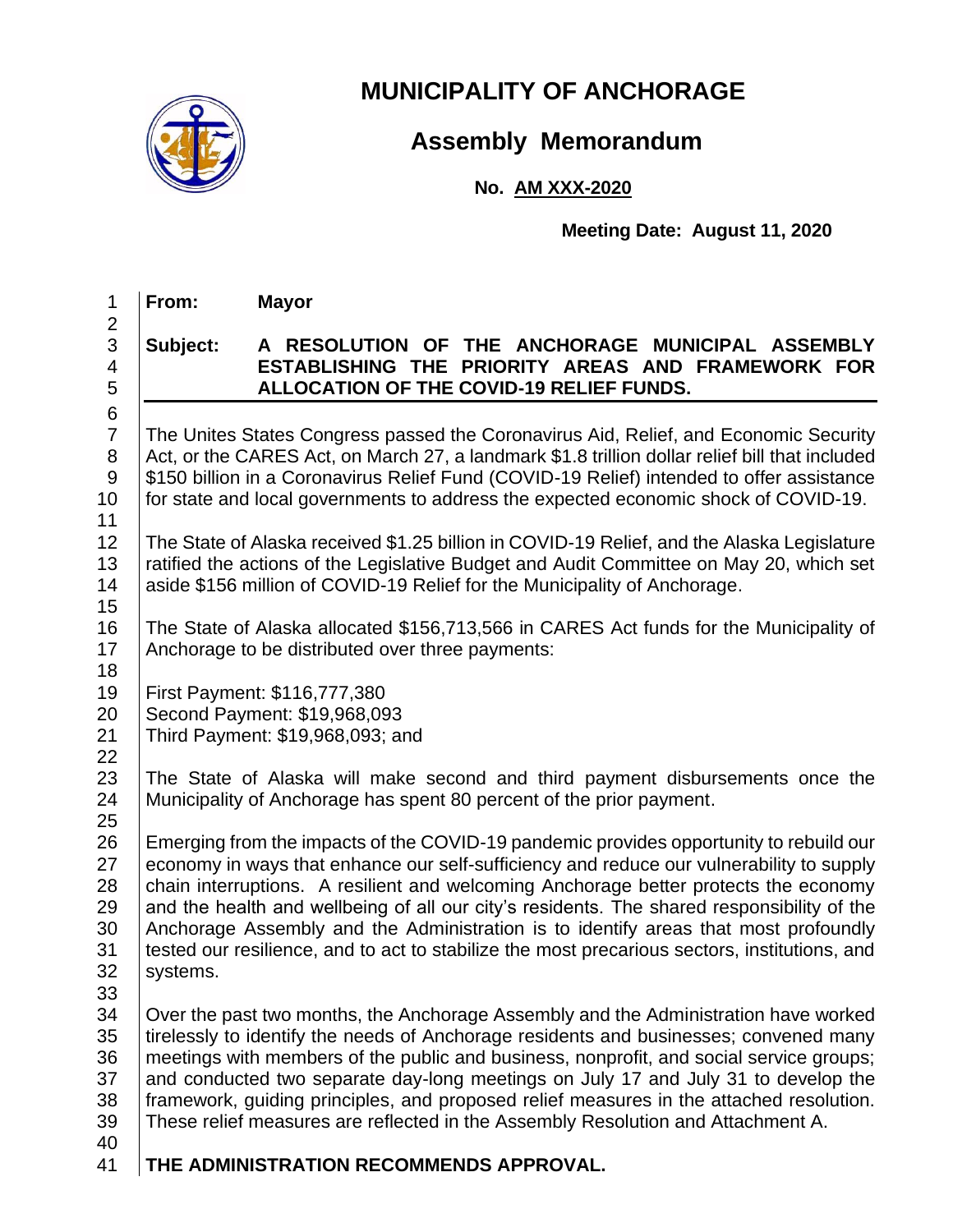# MUNICIPALITY OF ANCHORAGE

## Assembly Memorandum

**No. AM XXX-2020**

**Meeting Date: August 11, 2020**

**From:** **Mayor**

**Subject:** **A RESOLUTION OF THE ANCHORAGE MUNICIPAL ASSEMBLY ESTABLISHING THE PRIORITY AREAS AND FRAMEWORK FOR ALLOCATION OF THE COVID-19 RELIEF FUNDS.**

---

The Unites States Congress passed the Coronavirus Aid, Relief, and Economic Security Act, or the CARES Act, on March 27, a landmark $1.8 trillion dollar relief bill that included $150 billion in a Coronavirus Relief Fund (COVID-19 Relief) intended to offer assistance for state and local governments to address the expected economic shock of COVID-19.

The State of Alaska received $1.25 billion in COVID-19 Relief, and the Alaska Legislature ratified the actions of the Legislative Budget and Audit Committee on May 20, which set aside $156 million of COVID-19 Relief for the Municipality of Anchorage.

The State of Alaska allocated $156,713,566 in CARES Act funds for the Municipality of Anchorage to be distributed over three payments:

First Payment: $116,777,380
Second Payment: $19,968,093
Third Payment: $19,968,093; and

The State of Alaska will make second and third payment disbursements once the Municipality of Anchorage has spent 80 percent of the prior payment.

Emerging from the impacts of the COVID-19 pandemic provides opportunity to rebuild our economy in ways that enhance our self-sufficiency and reduce our vulnerability to supply chain interruptions. A resilient and welcoming Anchorage better protects the economy and the health and wellbeing of all our city's residents. The shared responsibility of the Anchorage Assembly and the Administration is to identify areas that most profoundly tested our resilience, and to act to stabilize the most precarious sectors, institutions, and systems.

Over the past two months, the Anchorage Assembly and the Administration have worked tirelessly to identify the needs of Anchorage residents and businesses; convened many meetings with members of the public and business, nonprofit, and social service groups; and conducted two separate day-long meetings on July 17 and July 31 to develop the framework, guiding principles, and proposed relief measures in the attached resolution. These relief measures are reflected in the Assembly Resolution and Attachment A.

**THE ADMINISTRATION RECOMMENDS APPROVAL.**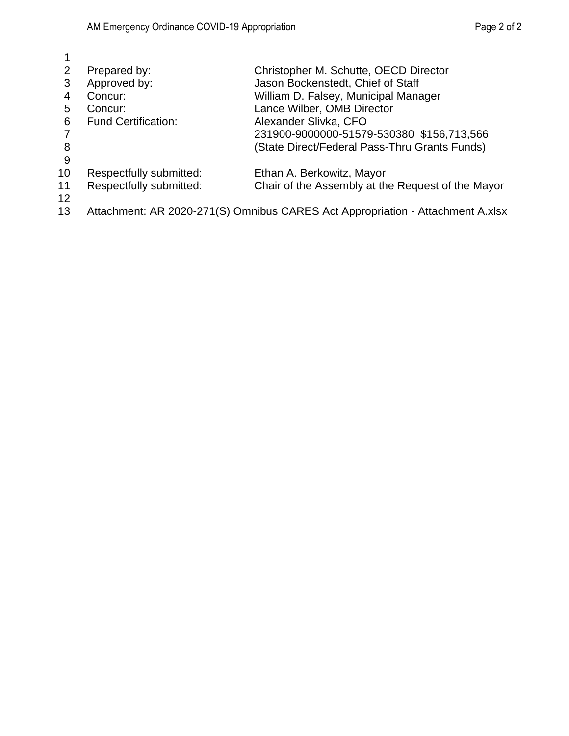| | |
|---|---|
| Prepared by: | Christopher M. Schutte, OECD Director |
| Approved by: | Jason Bockenstedt, Chief of Staff |
| Concur: | William D. Falsey, Municipal Manager |
| Concur: | Lance Wilber, OMB Director |
| Fund Certification: | Alexander Slivka, CFO |
| | 231900-9000000-51579-530380 $156,713,566 |
| | (State Direct/Federal Pass-Thru Grants Funds) |
| | |
| Respectfully submitted: | Ethan A. Berkowitz, Mayor |
| Respectfully submitted: | Chair of the Assembly at the Request of the Mayor |

Attachment: AR 2020-271(S) Omnibus CARES Act Appropriation - Attachment A.xlsx